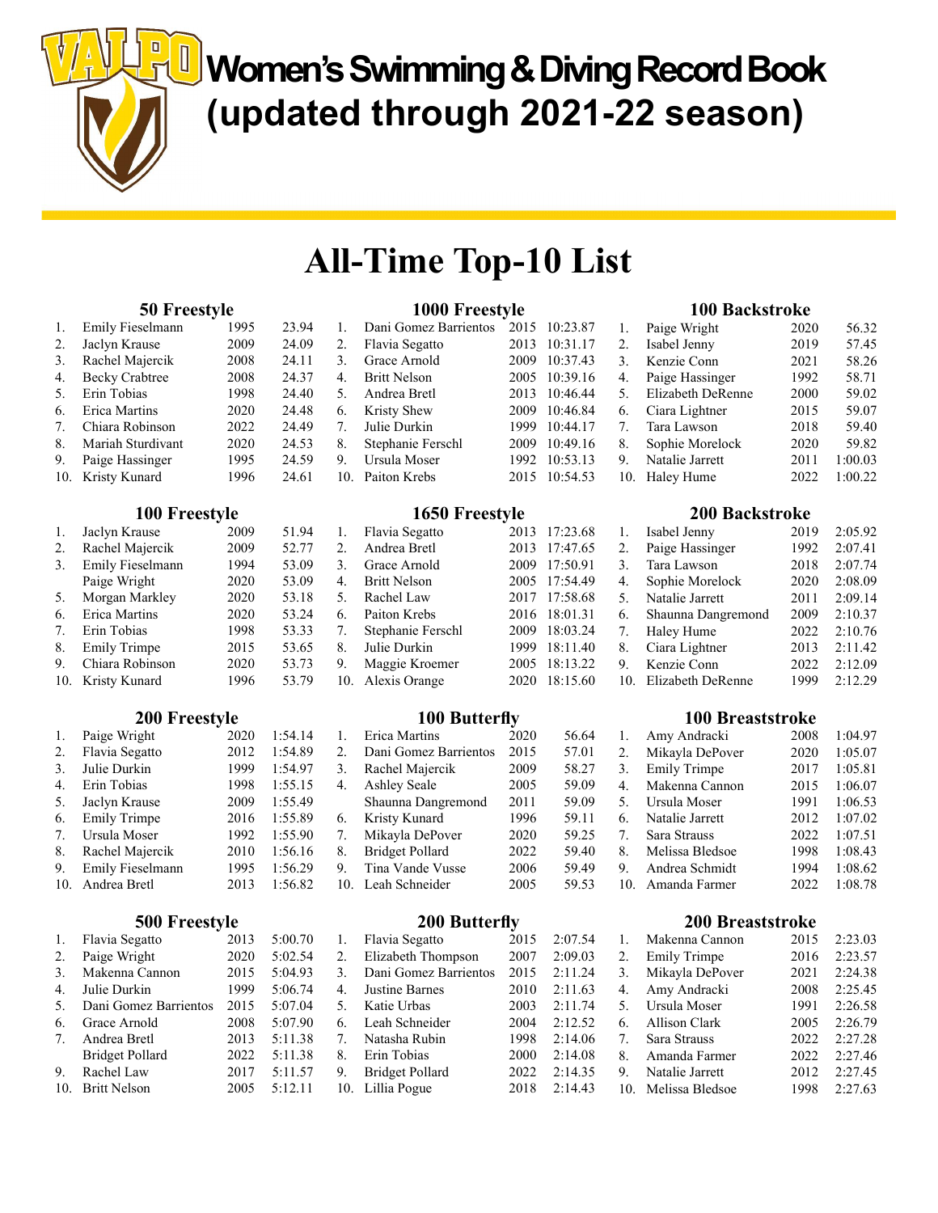# Women's Swimming & Diving Record Book (updated through 2021-22 season)

## All-Time Top-10 List

### 50 Freestyle

| Rank | Name | Year | Time |
|---|---|---|---|
| 1. | Emily Fieselmann | 1995 | 23.94 |
| 2. | Jaclyn Krause | 2009 | 24.09 |
| 3. | Rachel Majercik | 2008 | 24.11 |
| 4. | Becky Crabtree | 2008 | 24.37 |
| 5. | Erin Tobias | 1998 | 24.40 |
| 6. | Erica Martins | 2020 | 24.48 |
| 7. | Chiara Robinson | 2022 | 24.49 |
| 8. | Mariah Sturdivant | 2020 | 24.53 |
| 9. | Paige Hassinger | 1995 | 24.59 |
| 10. | Kristy Kunard | 1996 | 24.61 |

### 100 Freestyle

| Rank | Name | Year | Time |
|---|---|---|---|
| 1. | Jaclyn Krause | 2009 | 51.94 |
| 2. | Rachel Majercik | 2009 | 52.77 |
| 3. | Emily Fieselmann | 1994 | 53.09 |
| | Paige Wright | 2020 | 53.09 |
| 5. | Morgan Markley | 2020 | 53.18 |
| 6. | Erica Martins | 2020 | 53.24 |
| 7. | Erin Tobias | 1998 | 53.33 |
| 8. | Emily Trimpe | 2015 | 53.65 |
| 9. | Chiara Robinson | 2020 | 53.73 |
| 10. | Kristy Kunard | 1996 | 53.79 |

### 200 Freestyle

| Rank | Name | Year | Time |
|---|---|---|---|
| 1. | Paige Wright | 2020 | 1:54.14 |
| 2. | Flavia Segatto | 2012 | 1:54.89 |
| 3. | Julie Durkin | 1999 | 1:54.97 |
| 4. | Erin Tobias | 1998 | 1:55.15 |
| 5. | Jaclyn Krause | 2009 | 1:55.49 |
| 6. | Emily Trimpe | 2016 | 1:55.89 |
| 7. | Ursula Moser | 1992 | 1:55.90 |
| 8. | Rachel Majercik | 2010 | 1:56.16 |
| 9. | Emily Fieselmann | 1995 | 1:56.29 |
| 10. | Andrea Bretl | 2013 | 1:56.82 |

### 500 Freestyle

| Rank | Name | Year | Time |
|---|---|---|---|
| 1. | Flavia Segatto | 2013 | 5:00.70 |
| 2. | Paige Wright | 2020 | 5:02.54 |
| 3. | Makenna Cannon | 2015 | 5:04.93 |
| 4. | Julie Durkin | 1999 | 5:06.74 |
| 5. | Dani Gomez Barrientos | 2015 | 5:07.04 |
| 6. | Grace Arnold | 2008 | 5:07.90 |
| 7. | Andrea Bretl | 2013 | 5:11.38 |
| | Bridget Pollard | 2022 | 5:11.38 |
| 9. | Rachel Law | 2017 | 5:11.57 |
| 10. | Britt Nelson | 2005 | 5:12.11 |

### 1000 Freestyle

| Rank | Name | Year | Time |
|---|---|---|---|
| 1. | Dani Gomez Barrientos | 2015 | 10:23.87 |
| 2. | Flavia Segatto | 2013 | 10:31.17 |
| 3. | Grace Arnold | 2009 | 10:37.43 |
| 4. | Britt Nelson | 2005 | 10:39.16 |
| 5. | Andrea Bretl | 2013 | 10:46.44 |
| 6. | Kristy Shew | 2009 | 10:46.84 |
| 7. | Julie Durkin | 1999 | 10:44.17 |
| 8. | Stephanie Ferschl | 2009 | 10:49.16 |
| 9. | Ursula Moser | 1992 | 10:53.13 |
| 10. | Paiton Krebs | 2015 | 10:54.53 |

### 1650 Freestyle

| Rank | Name | Year | Time |
|---|---|---|---|
| 1. | Flavia Segatto | 2013 | 17:23.68 |
| 2. | Andrea Bretl | 2013 | 17:47.65 |
| 3. | Grace Arnold | 2009 | 17:50.91 |
| 4. | Britt Nelson | 2005 | 17:54.49 |
| 5. | Rachel Law | 2017 | 17:58.68 |
| 6. | Paiton Krebs | 2016 | 18:01.31 |
| 7. | Stephanie Ferschl | 2009 | 18:03.24 |
| 8. | Julie Durkin | 1999 | 18:11.40 |
| 9. | Maggie Kroemer | 2005 | 18:13.22 |
| 10. | Alexis Orange | 2020 | 18:15.60 |

### 100 Butterfly

| Rank | Name | Year | Time |
|---|---|---|---|
| 1. | Erica Martins | 2020 | 56.64 |
| 2. | Dani Gomez Barrientos | 2015 | 57.01 |
| 3. | Rachel Majercik | 2009 | 58.27 |
| 4. | Ashley Seale | 2005 | 59.09 |
| | Shaunna Dangremond | 2011 | 59.09 |
| 6. | Kristy Kunard | 1996 | 59.11 |
| 7. | Mikayla DePover | 2020 | 59.25 |
| 8. | Bridget Pollard | 2022 | 59.40 |
| 9. | Tina Vande Vusse | 2006 | 59.49 |
| 10. | Leah Schneider | 2005 | 59.53 |

### 200 Butterfly

| Rank | Name | Year | Time |
|---|---|---|---|
| 1. | Flavia Segatto | 2015 | 2:07.54 |
| 2. | Elizabeth Thompson | 2007 | 2:09.03 |
| 3. | Dani Gomez Barrientos | 2015 | 2:11.24 |
| 4. | Justine Barnes | 2010 | 2:11.63 |
| 5. | Katie Urbas | 2003 | 2:11.74 |
| 6. | Leah Schneider | 2004 | 2:12.52 |
| 7. | Natasha Rubin | 1998 | 2:14.06 |
| 8. | Erin Tobias | 2000 | 2:14.08 |
| 9. | Bridget Pollard | 2022 | 2:14.35 |
| 10. | Lillia Pogue | 2018 | 2:14.43 |

### 100 Backstroke

| Rank | Name | Year | Time |
|---|---|---|---|
| 1. | Paige Wright | 2020 | 56.32 |
| 2. | Isabel Jenny | 2019 | 57.45 |
| 3. | Kenzie Conn | 2021 | 58.26 |
| 4. | Paige Hassinger | 1992 | 58.71 |
| 5. | Elizabeth DeRenne | 2000 | 59.02 |
| 6. | Ciara Lightner | 2015 | 59.07 |
| 7. | Tara Lawson | 2018 | 59.40 |
| 8. | Sophie Morelock | 2020 | 59.82 |
| 9. | Natalie Jarrett | 2011 | 1:00.03 |
| 10. | Haley Hume | 2022 | 1:00.22 |

### 200 Backstroke

| Rank | Name | Year | Time |
|---|---|---|---|
| 1. | Isabel Jenny | 2019 | 2:05.92 |
| 2. | Paige Hassinger | 1992 | 2:07.41 |
| 3. | Tara Lawson | 2018 | 2:07.74 |
| 4. | Sophie Morelock | 2020 | 2:08.09 |
| 5. | Natalie Jarrett | 2011 | 2:09.14 |
| 6. | Shaunna Dangremond | 2009 | 2:10.37 |
| 7. | Haley Hume | 2022 | 2:10.76 |
| 8. | Ciara Lightner | 2013 | 2:11.42 |
| 9. | Kenzie Conn | 2022 | 2:12.09 |
| 10. | Elizabeth DeRenne | 1999 | 2:12.29 |

### 100 Breaststroke

| Rank | Name | Year | Time |
|---|---|---|---|
| 1. | Amy Andracki | 2008 | 1:04.97 |
| 2. | Mikayla DePover | 2020 | 1:05.07 |
| 3. | Emily Trimpe | 2017 | 1:05.81 |
| 4. | Makenna Cannon | 2015 | 1:06.07 |
| 5. | Ursula Moser | 1991 | 1:06.53 |
| 6. | Natalie Jarrett | 2012 | 1:07.02 |
| 7. | Sara Strauss | 2022 | 1:07.51 |
| 8. | Melissa Bledsoe | 1998 | 1:08.43 |
| 9. | Andrea Schmidt | 1994 | 1:08.62 |
| 10. | Amanda Farmer | 2022 | 1:08.78 |

### 200 Breaststroke

| Rank | Name | Year | Time |
|---|---|---|---|
| 1. | Makenna Cannon | 2015 | 2:23.03 |
| 2. | Emily Trimpe | 2016 | 2:23.57 |
| 3. | Mikayla DePover | 2021 | 2:24.38 |
| 4. | Amy Andracki | 2008 | 2:25.45 |
| 5. | Ursula Moser | 1991 | 2:26.58 |
| 6. | Allison Clark | 2005 | 2:26.79 |
| 7. | Sara Strauss | 2022 | 2:27.28 |
| 8. | Amanda Farmer | 2022 | 2:27.46 |
| 9. | Natalie Jarrett | 2012 | 2:27.45 |
| 10. | Melissa Bledsoe | 1998 | 2:27.63 |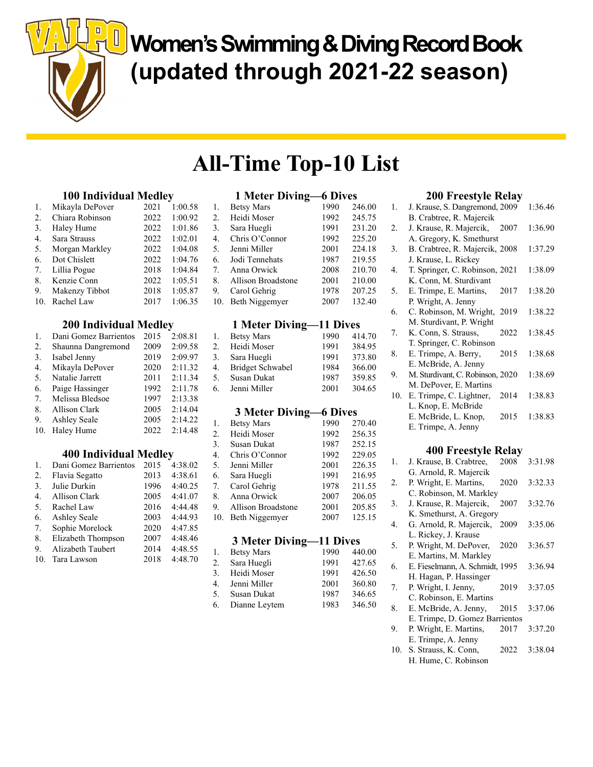# Women's Swimming & Diving Record Book (updated through 2021-22 season)

# All-Time Top-10 List

### 100 Individual Medley

| | Name | Year | Time |
|---|---|---|---|
| 1. | Mikayla DePover | 2021 | 1:00.58 |
| 2. | Chiara Robinson | 2022 | 1:00.92 |
| 3. | Haley Hume | 2022 | 1:01.86 |
| 4. | Sara Strauss | 2022 | 1:02.01 |
| 5. | Morgan Markley | 2022 | 1:04.08 |
| 6. | Dot Chislett | 2022 | 1:04.76 |
| 7. | Lillia Pogue | 2018 | 1:04.84 |
| 8. | Kenzie Conn | 2022 | 1:05.51 |
| 9. | Makenzy Tibbot | 2018 | 1:05.87 |
| 10. | Rachel Law | 2017 | 1:06.35 |

### 200 Individual Medley

| | Name | Year | Time |
|---|---|---|---|
| 1. | Dani Gomez Barrientos | 2015 | 2:08.81 |
| 2. | Shaunna Dangremond | 2009 | 2:09.58 |
| 3. | Isabel Jenny | 2019 | 2:09.97 |
| 4. | Mikayla DePover | 2020 | 2:11.32 |
| 5. | Natalie Jarrett | 2011 | 2:11.34 |
| 6. | Paige Hassinger | 1992 | 2:11.78 |
| 7. | Melissa Bledsoe | 1997 | 2:13.38 |
| 8. | Allison Clark | 2005 | 2:14.04 |
| 9. | Ashley Seale | 2005 | 2:14.22 |
| 10. | Haley Hume | 2022 | 2:14.48 |

### 400 Individual Medley

| | Name | Year | Time |
|---|---|---|---|
| 1. | Dani Gomez Barrientos | 2015 | 4:38.02 |
| 2. | Flavia Segatto | 2013 | 4:38.61 |
| 3. | Julie Durkin | 1996 | 4:40.25 |
| 4. | Allison Clark | 2005 | 4:41.07 |
| 5. | Rachel Law | 2016 | 4:44.48 |
| 6. | Ashley Seale | 2003 | 4:44.93 |
| 7. | Sophie Morelock | 2020 | 4:47.85 |
| 8. | Elizabeth Thompson | 2007 | 4:48.46 |
| 9. | Alizabeth Taubert | 2014 | 4:48.55 |
| 10. | Tara Lawson | 2018 | 4:48.70 |

### 1 Meter Diving—6 Dives

| | Name | Year | Score |
|---|---|---|---|
| 1. | Betsy Mars | 1990 | 246.00 |
| 2. | Heidi Moser | 1992 | 245.75 |
| 3. | Sara Huegli | 1991 | 231.20 |
| 4. | Chris O'Connor | 1992 | 225.20 |
| 5. | Jenni Miller | 2001 | 224.18 |
| 6. | Jodi Tennehats | 1987 | 219.55 |
| 7. | Anna Orwick | 2008 | 210.70 |
| 8. | Allison Broadstone | 2001 | 210.00 |
| 9. | Carol Gehrig | 1978 | 207.25 |
| 10. | Beth Niggemyer | 2007 | 132.40 |

### 1 Meter Diving—11 Dives

| | Name | Year | Score |
|---|---|---|---|
| 1. | Betsy Mars | 1990 | 414.70 |
| 2. | Heidi Moser | 1991 | 384.95 |
| 3. | Sara Huegli | 1991 | 373.80 |
| 4. | Bridget Schwabel | 1984 | 366.00 |
| 5. | Susan Dukat | 1987 | 359.85 |
| 6. | Jenni Miller | 2001 | 304.65 |

### 3 Meter Diving—6 Dives

| | Name | Year | Score |
|---|---|---|---|
| 1. | Betsy Mars | 1990 | 270.40 |
| 2. | Heidi Moser | 1992 | 256.35 |
| 3. | Susan Dukat | 1987 | 252.15 |
| 4. | Chris O'Connor | 1992 | 229.05 |
| 5. | Jenni Miller | 2001 | 226.35 |
| 6. | Sara Huegli | 1991 | 216.95 |
| 7. | Carol Gehrig | 1978 | 211.55 |
| 8. | Anna Orwick | 2007 | 206.05 |
| 9. | Allison Broadstone | 2001 | 205.85 |
| 10. | Beth Niggemyer | 2007 | 125.15 |

### 3 Meter Diving—11 Dives

| | Name | Year | Score |
|---|---|---|---|
| 1. | Betsy Mars | 1990 | 440.00 |
| 2. | Sara Huegli | 1991 | 427.65 |
| 3. | Heidi Moser | 1991 | 426.50 |
| 4. | Jenni Miller | 2001 | 360.80 |
| 5. | Susan Dukat | 1987 | 346.65 |
| 6. | Dianne Leytem | 1983 | 346.50 |

### 200 Freestyle Relay

| | Swimmers | Year | Time |
|---|---|---|---|
| 1. | J. Krause, S. Dangremond, B. Crabtree, R. Majercik | 2009 | 1:36.46 |
| 2. | J. Krause, R. Majercik, A. Gregory, K. Smethurst | 2007 | 1:36.90 |
| 3. | B. Crabtree, R. Majercik, J. Krause, L. Rickey | 2008 | 1:37.29 |
| 4. | T. Springer, C. Robinson, K. Conn, M. Sturdivant | 2021 | 1:38.09 |
| 5. | E. Trimpe, E. Martins, P. Wright, A. Jenny | 2017 | 1:38.20 |
| 6. | C. Robinson, M. Wright, M. Sturdivant, P. Wright | 2019 | 1:38.22 |
| 7. | K. Conn, S. Strauss, T. Springer, C. Robinson | 2022 | 1:38.45 |
| 8. | E. Trimpe, A. Berry, E. McBride, A. Jenny | 2015 | 1:38.68 |
| 9. | M. Sturdivant, C. Robinson, M. DePover, E. Martins | 2020 | 1:38.69 |
| 10. | E. Trimpe, C. Lightner, L. Knop, E. McBride | 2014 | 1:38.83 |
| | E. McBride, L. Knop, E. Trimpe, A. Jenny | 2015 | 1:38.83 |

### 400 Freestyle Relay

| | Swimmers | Year | Time |
|---|---|---|---|
| 1. | J. Krause, B. Crabtree, G. Arnold, R. Majercik | 2008 | 3:31.98 |
| 2. | P. Wright, E. Martins, C. Robinson, M. Markley | 2020 | 3:32.33 |
| 3. | J. Krause, R. Majercik, K. Smethurst, A. Gregory | 2007 | 3:32.76 |
| 4. | G. Arnold, R. Majercik, L. Rickey, J. Krause | 2009 | 3:35.06 |
| 5. | P. Wright, M. DePover, E. Martins, M. Markley | 2020 | 3:36.57 |
| 6. | E. Fieselmann, A. Schmidt, H. Hagan, P. Hassinger | 1995 | 3:36.94 |
| 7. | P. Wright, I. Jenny, C. Robinson, E. Martins | 2019 | 3:37.05 |
| 8. | E. McBride, A. Jenny, E. Trimpe, D. Gomez Barrientos | 2015 | 3:37.06 |
| 9. | P. Wright, E. Martins, E. Trimpe, A. Jenny | 2017 | 3:37.20 |
| 10. | S. Strauss, K. Conn, H. Hume, C. Robinson | 2022 | 3:38.04 |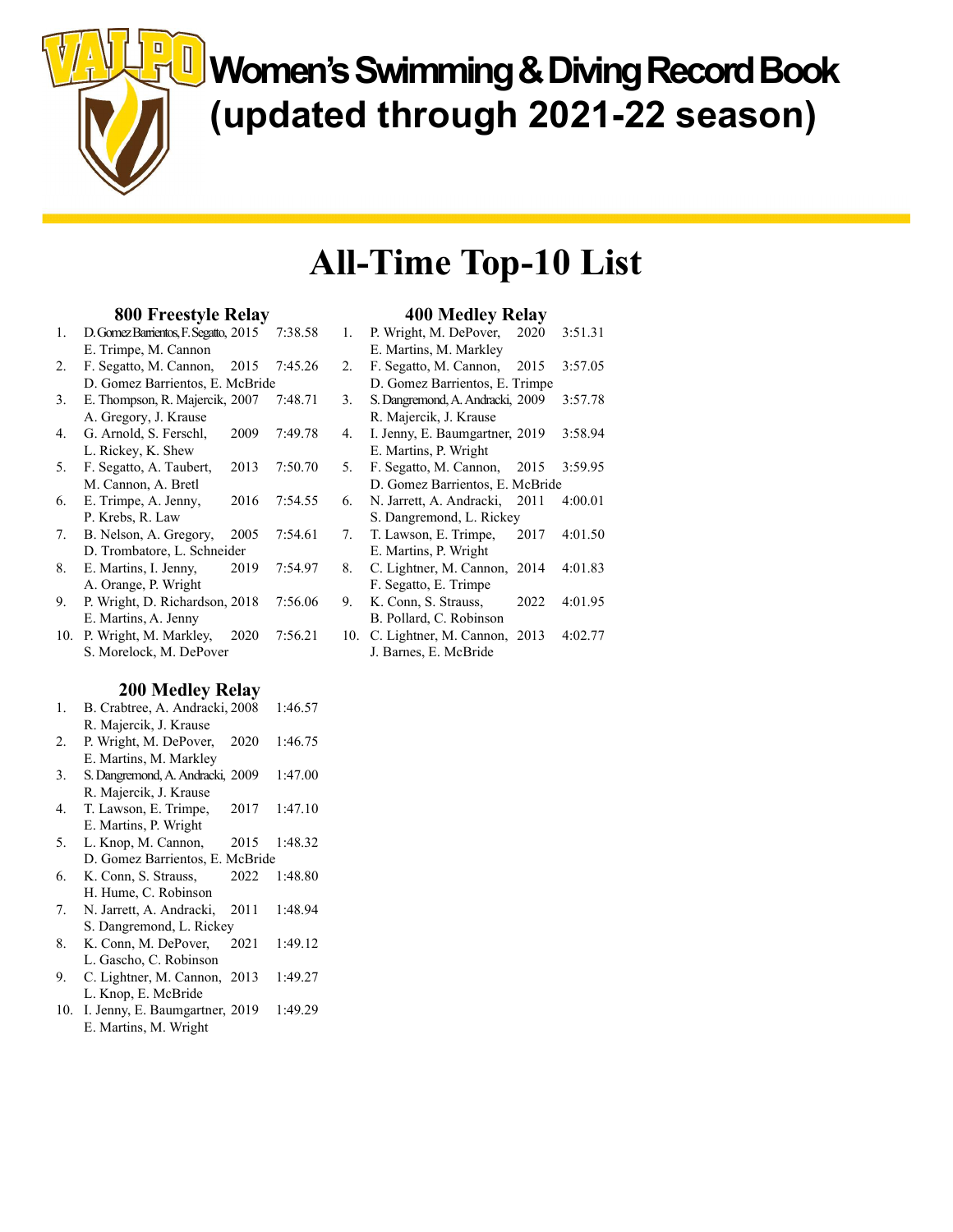# Women's Swimming & Diving Record Book (updated through 2021-22 season)

## All-Time Top-10 List

### 800 Freestyle Relay

| | | | |
|---|---|---|---|
| 1. | D. Gomez Barrientos, F. Segatto, E. Trimpe, M. Cannon | 2015 | 7:38.58 |
| 2. | F. Segatto, M. Cannon, D. Gomez Barrientos, E. McBride | 2015 | 7:45.26 |
| 3. | E. Thompson, R. Majercik, A. Gregory, J. Krause | 2007 | 7:48.71 |
| 4. | G. Arnold, S. Ferschl, L. Rickey, K. Shew | 2009 | 7:49.78 |
| 5. | F. Segatto, A. Taubert, M. Cannon, A. Bretl | 2013 | 7:50.70 |
| 6. | E. Trimpe, A. Jenny, P. Krebs, R. Law | 2016 | 7:54.55 |
| 7. | B. Nelson, A. Gregory, D. Trombatore, L. Schneider | 2005 | 7:54.61 |
| 8. | E. Martins, I. Jenny, A. Orange, P. Wright | 2019 | 7:54.97 |
| 9. | P. Wright, D. Richardson, E. Martins, A. Jenny | 2018 | 7:56.06 |
| 10. | P. Wright, M. Markley, S. Morelock, M. DePover | 2020 | 7:56.21 |

### 200 Medley Relay

| | | | |
|---|---|---|---|
| 1. | B. Crabtree, A. Andracki, R. Majercik, J. Krause | 2008 | 1:46.57 |
| 2. | P. Wright, M. DePover, E. Martins, M. Markley | 2020 | 1:46.75 |
| 3. | S. Dangremond, A. Andracki, R. Majercik, J. Krause | 2009 | 1:47.00 |
| 4. | T. Lawson, E. Trimpe, E. Martins, P. Wright | 2017 | 1:47.10 |
| 5. | L. Knop, M. Cannon, D. Gomez Barrientos, E. McBride | 2015 | 1:48.32 |
| 6. | K. Conn, S. Strauss, H. Hume, C. Robinson | 2022 | 1:48.80 |
| 7. | N. Jarrett, A. Andracki, S. Dangremond, L. Rickey | 2011 | 1:48.94 |
| 8. | K. Conn, M. DePover, L. Gascho, C. Robinson | 2021 | 1:49.12 |
| 9. | C. Lightner, M. Cannon, L. Knop, E. McBride | 2013 | 1:49.27 |
| 10. | I. Jenny, E. Baumgartner, E. Martins, M. Wright | 2019 | 1:49.29 |

### 400 Medley Relay

| | | | |
|---|---|---|---|
| 1. | P. Wright, M. DePover, E. Martins, M. Markley | 2020 | 3:51.31 |
| 2. | F. Segatto, M. Cannon, D. Gomez Barrientos, E. Trimpe | 2015 | 3:57.05 |
| 3. | S. Dangremond, A. Andracki, R. Majercik, J. Krause | 2009 | 3:57.78 |
| 4. | I. Jenny, E. Baumgartner, E. Martins, P. Wright | 2019 | 3:58.94 |
| 5. | F. Segatto, M. Cannon, D. Gomez Barrientos, E. McBride | 2015 | 3:59.95 |
| 6. | N. Jarrett, A. Andracki, S. Dangremond, L. Rickey | 2011 | 4:00.01 |
| 7. | T. Lawson, E. Trimpe, E. Martins, P. Wright | 2017 | 4:01.50 |
| 8. | C. Lightner, M. Cannon, F. Segatto, E. Trimpe | 2014 | 4:01.83 |
| 9. | K. Conn, S. Strauss, B. Pollard, C. Robinson | 2022 | 4:01.95 |
| 10. | C. Lightner, M. Cannon, J. Barnes, E. McBride | 2013 | 4:02.77 |